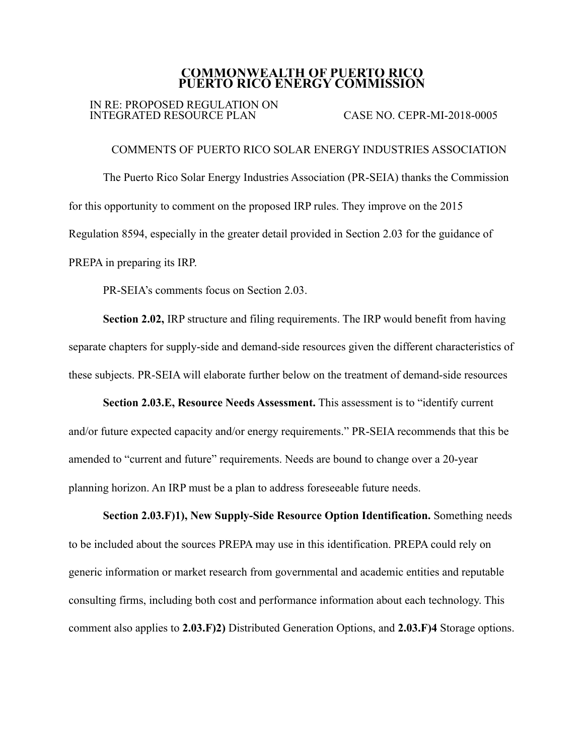# COMMONWEALTH OF PUERTO RICO
# PUERTO RICO ENERGY COMMISSION

IN RE: PROPOSED REGULATION ON INTEGRATED RESOURCE PLAN

CASE NO. CEPR-MI-2018-0005

## COMMENTS OF PUERTO RICO SOLAR ENERGY INDUSTRIES ASSOCIATION

The Puerto Rico Solar Energy Industries Association (PR-SEIA) thanks the Commission for this opportunity to comment on the proposed IRP rules. They improve on the 2015 Regulation 8594, especially in the greater detail provided in Section 2.03 for the guidance of PREPA in preparing its IRP.

PR-SEIA's comments focus on Section 2.03.

**Section 2.02,** IRP structure and filing requirements. The IRP would benefit from having separate chapters for supply-side and demand-side resources given the different characteristics of these subjects. PR-SEIA will elaborate further below on the treatment of demand-side resources

**Section 2.03.E, Resource Needs Assessment.** This assessment is to "identify current and/or future expected capacity and/or energy requirements." PR-SEIA recommends that this be amended to "current and future" requirements. Needs are bound to change over a 20-year planning horizon. An IRP must be a plan to address foreseeable future needs.

**Section 2.03.F)1), New Supply-Side Resource Option Identification.** Something needs to be included about the sources PREPA may use in this identification. PREPA could rely on generic information or market research from governmental and academic entities and reputable consulting firms, including both cost and performance information about each technology. This comment also applies to **2.03.F)2)** Distributed Generation Options, and **2.03.F)4** Storage options.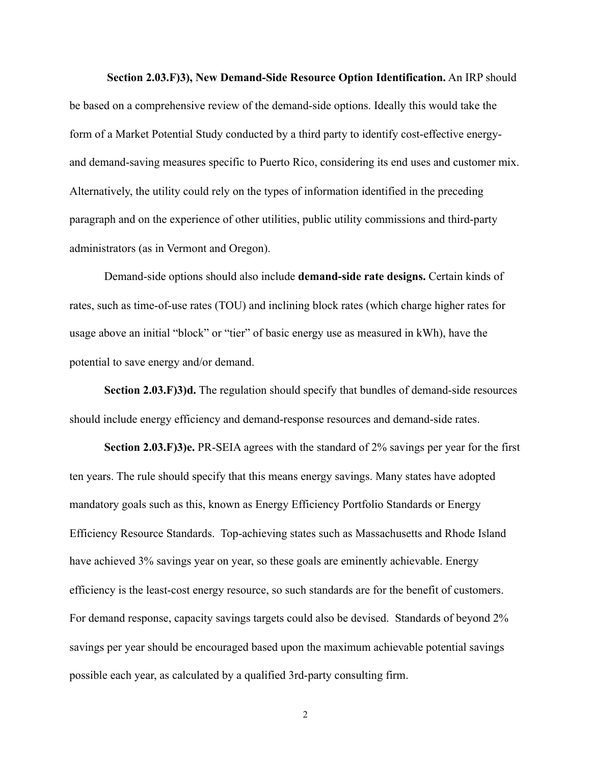**Section 2.03.F)3), New Demand-Side Resource Option Identification.** An IRP should be based on a comprehensive review of the demand-side options. Ideally this would take the form of a Market Potential Study conducted by a third party to identify cost-effective energy- and demand-saving measures specific to Puerto Rico, considering its end uses and customer mix. Alternatively, the utility could rely on the types of information identified in the preceding paragraph and on the experience of other utilities, public utility commissions and third-party administrators (as in Vermont and Oregon).

Demand-side options should also include **demand-side rate designs.** Certain kinds of rates, such as time-of-use rates (TOU) and inclining block rates (which charge higher rates for usage above an initial "block" or "tier" of basic energy use as measured in kWh), have the potential to save energy and/or demand.

**Section 2.03.F)3)d.** The regulation should specify that bundles of demand-side resources should include energy efficiency and demand-response resources and demand-side rates.

**Section 2.03.F)3)e.** PR-SEIA agrees with the standard of 2% savings per year for the first ten years. The rule should specify that this means energy savings. Many states have adopted mandatory goals such as this, known as Energy Efficiency Portfolio Standards or Energy Efficiency Resource Standards. Top-achieving states such as Massachusetts and Rhode Island have achieved 3% savings year on year, so these goals are eminently achievable. Energy efficiency is the least-cost energy resource, so such standards are for the benefit of customers. For demand response, capacity savings targets could also be devised. Standards of beyond 2% savings per year should be encouraged based upon the maximum achievable potential savings possible each year, as calculated by a qualified 3rd-party consulting firm.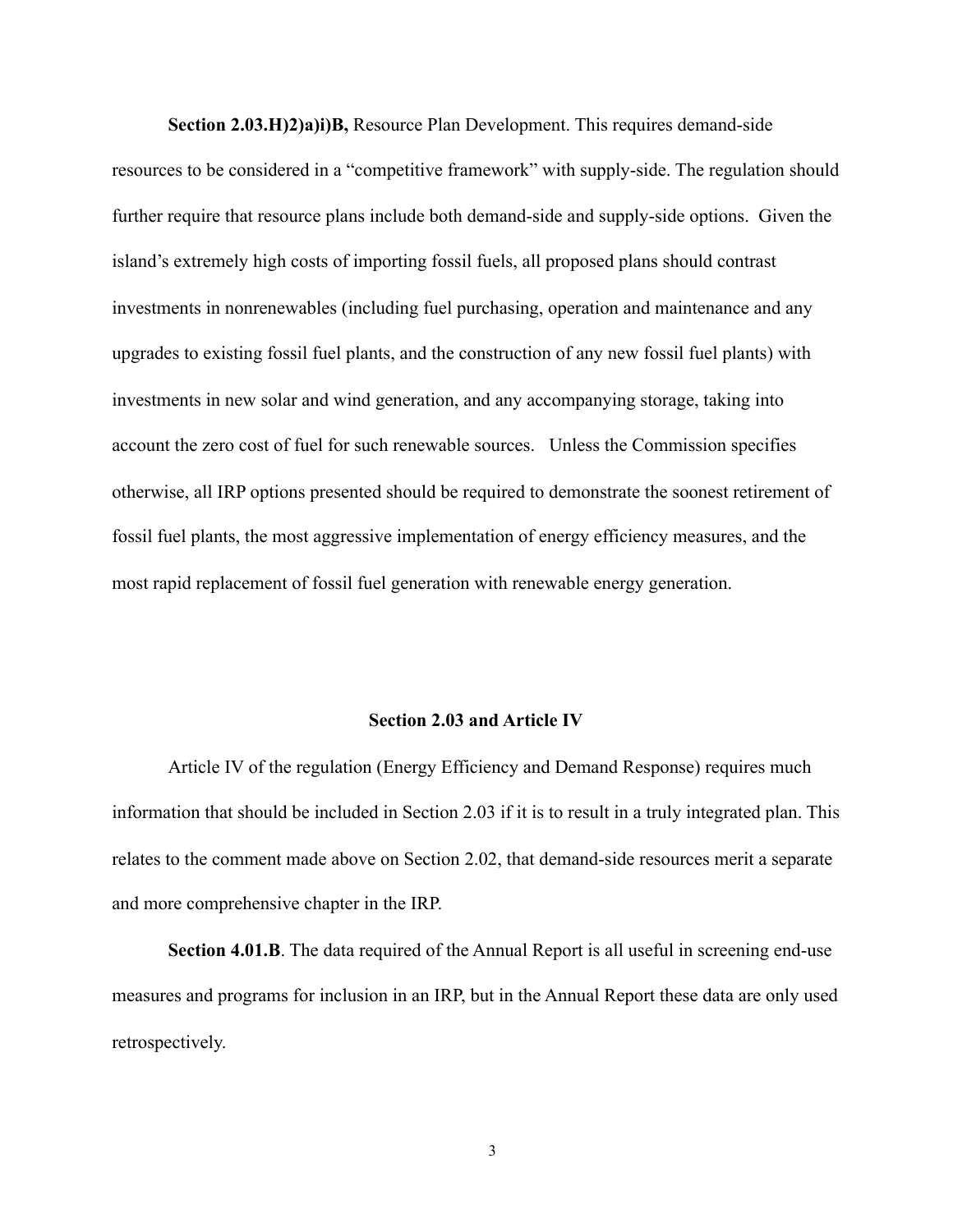**Section 2.03.H)2)a)i)B,** Resource Plan Development. This requires demand-side resources to be considered in a "competitive framework" with supply-side. The regulation should further require that resource plans include both demand-side and supply-side options. Given the island's extremely high costs of importing fossil fuels, all proposed plans should contrast investments in nonrenewables (including fuel purchasing, operation and maintenance and any upgrades to existing fossil fuel plants, and the construction of any new fossil fuel plants) with investments in new solar and wind generation, and any accompanying storage, taking into account the zero cost of fuel for such renewable sources. Unless the Commission specifies otherwise, all IRP options presented should be required to demonstrate the soonest retirement of fossil fuel plants, the most aggressive implementation of energy efficiency measures, and the most rapid replacement of fossil fuel generation with renewable energy generation.

## Section 2.03 and Article IV

Article IV of the regulation (Energy Efficiency and Demand Response) requires much information that should be included in Section 2.03 if it is to result in a truly integrated plan. This relates to the comment made above on Section 2.02, that demand-side resources merit a separate and more comprehensive chapter in the IRP.

**Section 4.01.B**. The data required of the Annual Report is all useful in screening end-use measures and programs for inclusion in an IRP, but in the Annual Report these data are only used retrospectively.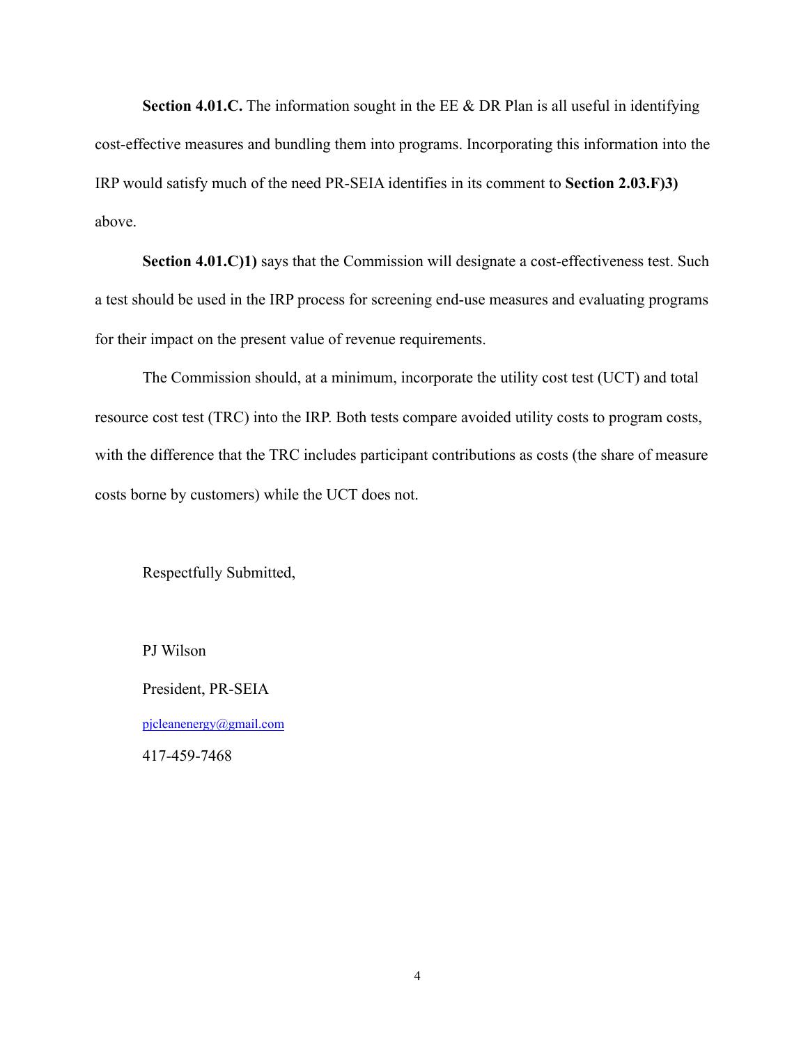**Section 4.01.C.** The information sought in the EE & DR Plan is all useful in identifying cost-effective measures and bundling them into programs. Incorporating this information into the IRP would satisfy much of the need PR-SEIA identifies in its comment to **Section 2.03.F)3)** above.

**Section 4.01.C)1)** says that the Commission will designate a cost-effectiveness test. Such a test should be used in the IRP process for screening end-use measures and evaluating programs for their impact on the present value of revenue requirements.

The Commission should, at a minimum, incorporate the utility cost test (UCT) and total resource cost test (TRC) into the IRP. Both tests compare avoided utility costs to program costs, with the difference that the TRC includes participant contributions as costs (the share of measure costs borne by customers) while the UCT does not.

Respectfully Submitted,

PJ Wilson

President, PR-SEIA

pjcleanenergy@gmail.com

417-459-7468